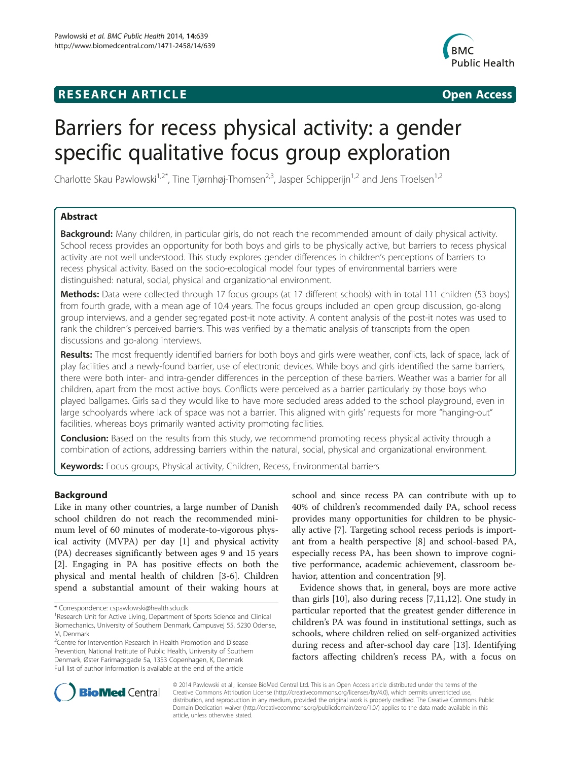## RESEARCH ARTICLE

**Open Access**

# Barriers for recess physical activity: a gender specific qualitative focus group exploration

Charlotte Skau Pawlowski[1,2*], Tine Tjørnhøj-Thomsen[2,3], Jasper Schipperijn[1,2] and Jens Troelsen[1,2]

## Abstract

**Background:** Many children, in particular girls, do not reach the recommended amount of daily physical activity. School recess provides an opportunity for both boys and girls to be physically active, but barriers to recess physical activity are not well understood. This study explores gender differences in children's perceptions of barriers to recess physical activity. Based on the socio-ecological model four types of environmental barriers were distinguished: natural, social, physical and organizational environment.

**Methods:** Data were collected through 17 focus groups (at 17 different schools) with in total 111 children (53 boys) from fourth grade, with a mean age of 10.4 years. The focus groups included an open group discussion, go-along group interviews, and a gender segregated post-it note activity. A content analysis of the post-it notes was used to rank the children's perceived barriers. This was verified by a thematic analysis of transcripts from the open discussions and go-along interviews.

**Results:** The most frequently identified barriers for both boys and girls were weather, conflicts, lack of space, lack of play facilities and a newly-found barrier, use of electronic devices. While boys and girls identified the same barriers, there were both inter- and intra-gender differences in the perception of these barriers. Weather was a barrier for all children, apart from the most active boys. Conflicts were perceived as a barrier particularly by those boys who played ballgames. Girls said they would like to have more secluded areas added to the school playground, even in large schoolyards where lack of space was not a barrier. This aligned with girls' requests for more "hanging-out" facilities, whereas boys primarily wanted activity promoting facilities.

**Conclusion:** Based on the results from this study, we recommend promoting recess physical activity through a combination of actions, addressing barriers within the natural, social, physical and organizational environment.

**Keywords:** Focus groups, Physical activity, Children, Recess, Environmental barriers

## Background

Like in many other countries, a large number of Danish school children do not reach the recommended minimum level of 60 minutes of moderate-to-vigorous physical activity (MVPA) per day [1] and physical activity (PA) decreases significantly between ages 9 and 15 years [2]. Engaging in PA has positive effects on both the physical and mental health of children [3-6]. Children spend a substantial amount of their waking hours at school and since recess PA can contribute with up to 40% of children's recommended daily PA, school recess provides many opportunities for children to be physically active [7]. Targeting school recess periods is important from a health perspective [8] and school-based PA, especially recess PA, has been shown to improve cognitive performance, academic achievement, classroom behavior, attention and concentration [9].

Evidence shows that, in general, boys are more active than girls [10], also during recess [7,11,12]. One study in particular reported that the greatest gender difference in children's PA was found in institutional settings, such as schools, where children relied on self-organized activities during recess and after-school day care [13]. Identifying factors affecting children's recess PA, with a focus on

* Correspondence: cspawlowski@health.sdu.dk
[1]Research Unit for Active Living, Department of Sports Science and Clinical Biomechanics, University of Southern Denmark, Campusvej 55, 5230 Odense, M, Denmark
[2]Centre for Intervention Research in Health Promotion and Disease Prevention, National Institute of Public Health, University of Southern Denmark, Øster Farimagsgade 5a, 1353 Copenhagen, K, Denmark
Full list of author information is available at the end of the article

© 2014 Pawlowski et al.; licensee BioMed Central Ltd. This is an Open Access article distributed under the terms of the Creative Commons Attribution License (http://creativecommons.org/licenses/by/4.0), which permits unrestricted use, distribution, and reproduction in any medium, provided the original work is properly credited. The Creative Commons Public Domain Dedication waiver (http://creativecommons.org/publicdomain/zero/1.0/) applies to the data made available in this article, unless otherwise stated.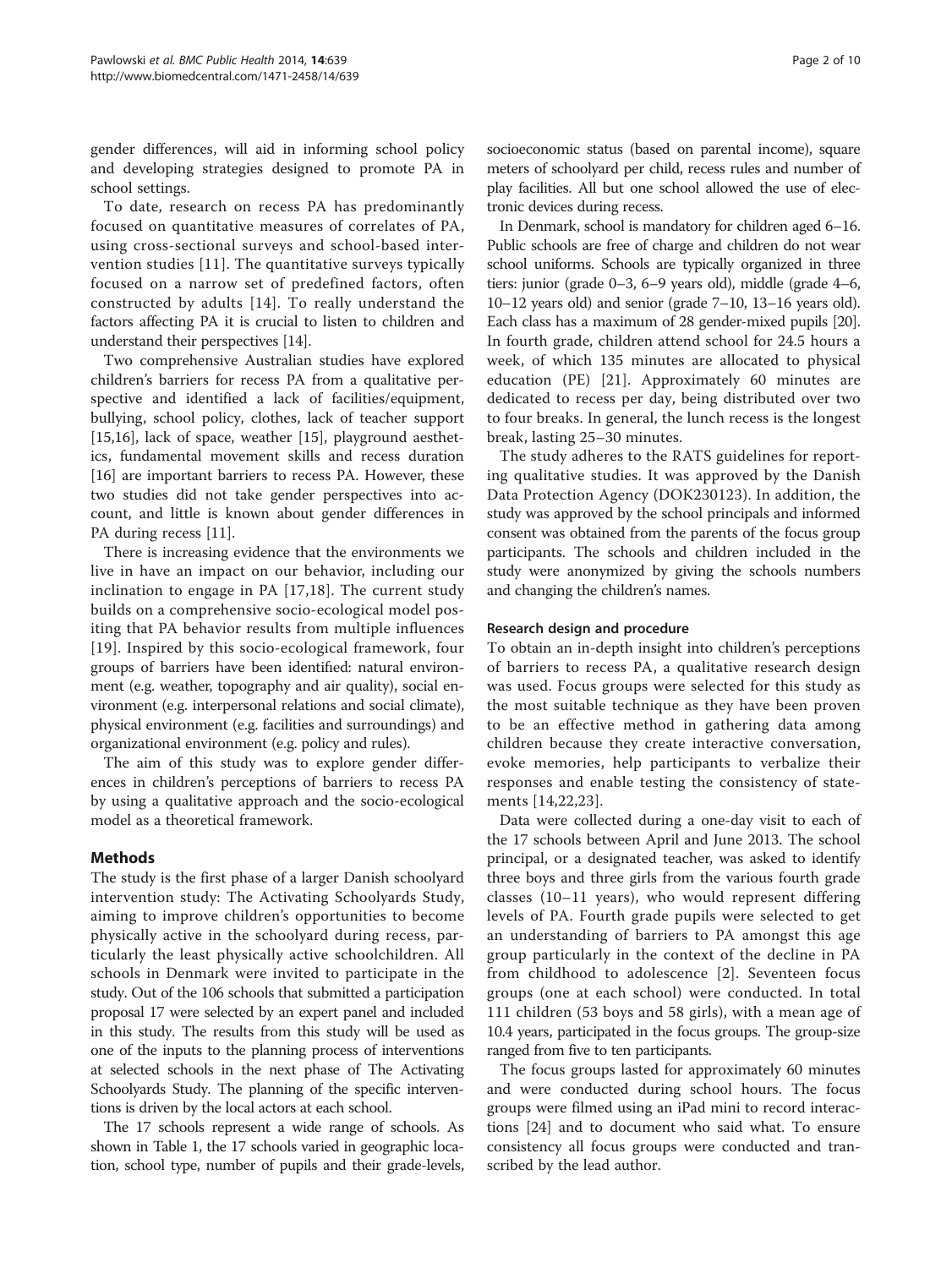gender differences, will aid in informing school policy and developing strategies designed to promote PA in school settings.

To date, research on recess PA has predominantly focused on quantitative measures of correlates of PA, using cross-sectional surveys and school-based intervention studies [11]. The quantitative surveys typically focused on a narrow set of predefined factors, often constructed by adults [14]. To really understand the factors affecting PA it is crucial to listen to children and understand their perspectives [14].

Two comprehensive Australian studies have explored children's barriers for recess PA from a qualitative perspective and identified a lack of facilities/equipment, bullying, school policy, clothes, lack of teacher support [15,16], lack of space, weather [15], playground aesthetics, fundamental movement skills and recess duration [16] are important barriers to recess PA. However, these two studies did not take gender perspectives into account, and little is known about gender differences in PA during recess [11].

There is increasing evidence that the environments we live in have an impact on our behavior, including our inclination to engage in PA [17,18]. The current study builds on a comprehensive socio-ecological model positing that PA behavior results from multiple influences [19]. Inspired by this socio-ecological framework, four groups of barriers have been identified: natural environment (e.g. weather, topography and air quality), social environment (e.g. interpersonal relations and social climate), physical environment (e.g. facilities and surroundings) and organizational environment (e.g. policy and rules).

The aim of this study was to explore gender differences in children's perceptions of barriers to recess PA by using a qualitative approach and the socio-ecological model as a theoretical framework.

## Methods

The study is the first phase of a larger Danish schoolyard intervention study: The Activating Schoolyards Study, aiming to improve children's opportunities to become physically active in the schoolyard during recess, particularly the least physically active schoolchildren. All schools in Denmark were invited to participate in the study. Out of the 106 schools that submitted a participation proposal 17 were selected by an expert panel and included in this study. The results from this study will be used as one of the inputs to the planning process of interventions at selected schools in the next phase of The Activating Schoolyards Study. The planning of the specific interventions is driven by the local actors at each school.

The 17 schools represent a wide range of schools. As shown in Table 1, the 17 schools varied in geographic location, school type, number of pupils and their grade-levels, socioeconomic status (based on parental income), square meters of schoolyard per child, recess rules and number of play facilities. All but one school allowed the use of electronic devices during recess.

In Denmark, school is mandatory for children aged 6–16. Public schools are free of charge and children do not wear school uniforms. Schools are typically organized in three tiers: junior (grade 0–3, 6–9 years old), middle (grade 4–6, 10–12 years old) and senior (grade 7–10, 13–16 years old). Each class has a maximum of 28 gender-mixed pupils [20]. In fourth grade, children attend school for 24.5 hours a week, of which 135 minutes are allocated to physical education (PE) [21]. Approximately 60 minutes are dedicated to recess per day, being distributed over two to four breaks. In general, the lunch recess is the longest break, lasting 25–30 minutes.

The study adheres to the RATS guidelines for reporting qualitative studies. It was approved by the Danish Data Protection Agency (DOK230123). In addition, the study was approved by the school principals and informed consent was obtained from the parents of the focus group participants. The schools and children included in the study were anonymized by giving the schools numbers and changing the children's names.

### Research design and procedure

To obtain an in-depth insight into children's perceptions of barriers to recess PA, a qualitative research design was used. Focus groups were selected for this study as the most suitable technique as they have been proven to be an effective method in gathering data among children because they create interactive conversation, evoke memories, help participants to verbalize their responses and enable testing the consistency of statements [14,22,23].

Data were collected during a one-day visit to each of the 17 schools between April and June 2013. The school principal, or a designated teacher, was asked to identify three boys and three girls from the various fourth grade classes (10–11 years), who would represent differing levels of PA. Fourth grade pupils were selected to get an understanding of barriers to PA amongst this age group particularly in the context of the decline in PA from childhood to adolescence [2]. Seventeen focus groups (one at each school) were conducted. In total 111 children (53 boys and 58 girls), with a mean age of 10.4 years, participated in the focus groups. The group-size ranged from five to ten participants.

The focus groups lasted for approximately 60 minutes and were conducted during school hours. The focus groups were filmed using an iPad mini to record interactions [24] and to document who said what. To ensure consistency all focus groups were conducted and transcribed by the lead author.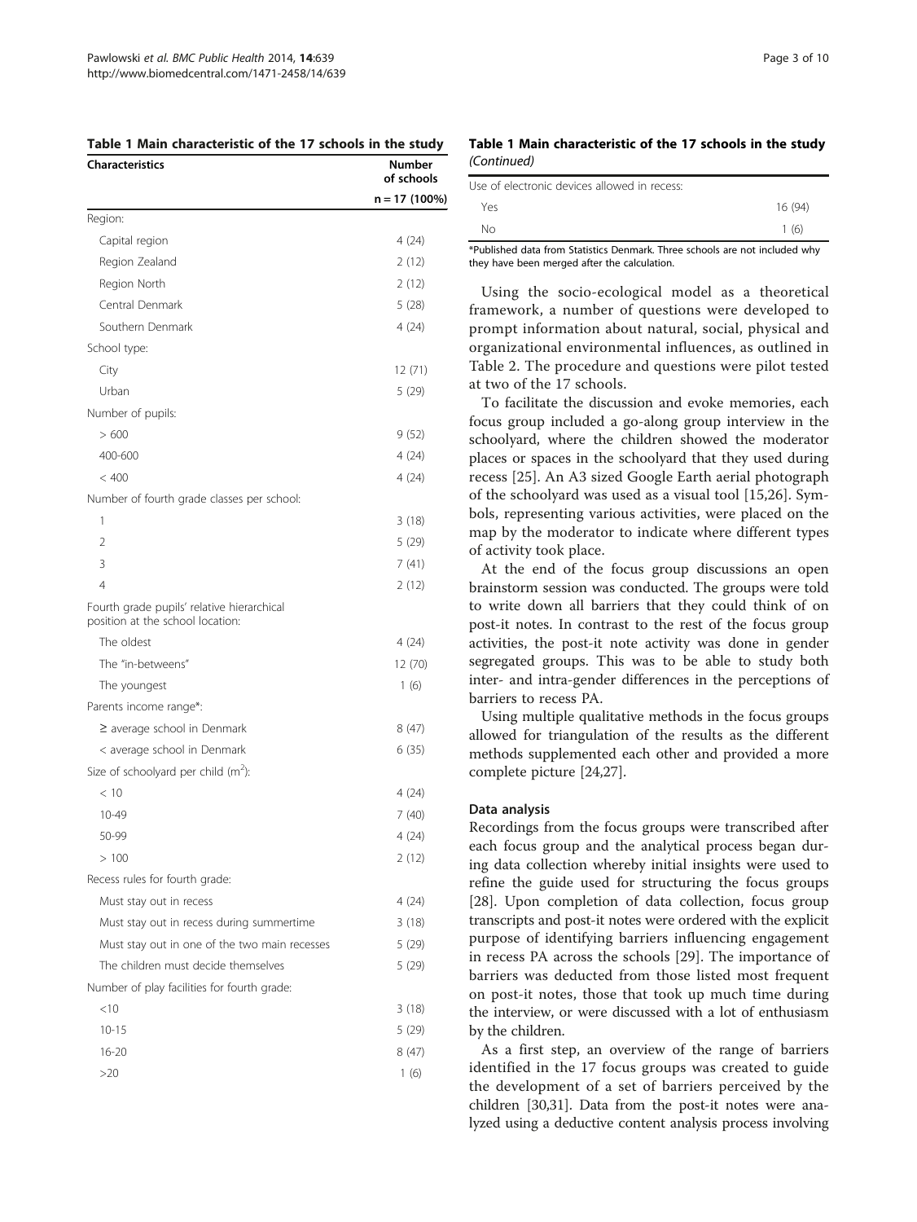**Table 1 Main characteristic of the 17 schools in the study**

| Characteristics | Number of schools n = 17 (100%) |
|---|---|
| Region: | |
| Capital region | 4 (24) |
| Region Zealand | 2 (12) |
| Region North | 2 (12) |
| Central Denmark | 5 (28) |
| Southern Denmark | 4 (24) |
| School type: | |
| City | 12 (71) |
| Urban | 5 (29) |
| Number of pupils: | |
| > 600 | 9 (52) |
| 400-600 | 4 (24) |
| < 400 | 4 (24) |
| Number of fourth grade classes per school: | |
| 1 | 3 (18) |
| 2 | 5 (29) |
| 3 | 7 (41) |
| 4 | 2 (12) |
| Fourth grade pupils' relative hierarchical position at the school location: | |
| The oldest | 4 (24) |
| The "in-betweens" | 12 (70) |
| The youngest | 1 (6) |
| Parents income range*: | |
| ≥ average school in Denmark | 8 (47) |
| < average school in Denmark | 6 (35) |
| Size of schoolyard per child ($m^2$): | |
| < 10 | 4 (24) |
| 10-49 | 7 (40) |
| 50-99 | 4 (24) |
| > 100 | 2 (12) |
| Recess rules for fourth grade: | |
| Must stay out in recess | 4 (24) |
| Must stay out in recess during summertime | 3 (18) |
| Must stay out in one of the two main recesses | 5 (29) |
| The children must decide themselves | 5 (29) |
| Number of play facilities for fourth grade: | |
| <10 | 3 (18) |
| 10-15 | 5 (29) |
| 16-20 | 8 (47) |
| >20 | 1 (6) |
| Use of electronic devices allowed in recess: | |
| Yes | 16 (94) |
| No | 1 (6) |

*Published data from Statistics Denmark. Three schools are not included why they have been merged after the calculation.

Using the socio-ecological model as a theoretical framework, a number of questions were developed to prompt information about natural, social, physical and organizational environmental influences, as outlined in Table 2. The procedure and questions were pilot tested at two of the 17 schools.

To facilitate the discussion and evoke memories, each focus group included a go-along group interview in the schoolyard, where the children showed the moderator places or spaces in the schoolyard that they used during recess [25]. An A3 sized Google Earth aerial photograph of the schoolyard was used as a visual tool [15,26]. Symbols, representing various activities, were placed on the map by the moderator to indicate where different types of activity took place.

At the end of the focus group discussions an open brainstorm session was conducted. The groups were told to write down all barriers that they could think of on post-it notes. In contrast to the rest of the focus group activities, the post-it note activity was done in gender segregated groups. This was to be able to study both inter- and intra-gender differences in the perceptions of barriers to recess PA.

Using multiple qualitative methods in the focus groups allowed for triangulation of the results as the different methods supplemented each other and provided a more complete picture [24,27].

### Data analysis

Recordings from the focus groups were transcribed after each focus group and the analytical process began during data collection whereby initial insights were used to refine the guide used for structuring the focus groups [28]. Upon completion of data collection, focus group transcripts and post-it notes were ordered with the explicit purpose of identifying barriers influencing engagement in recess PA across the schools [29]. The importance of barriers was deducted from those listed most frequent on post-it notes, those that took up much time during the interview, or were discussed with a lot of enthusiasm by the children.

As a first step, an overview of the range of barriers identified in the 17 focus groups was created to guide the development of a set of barriers perceived by the children [30,31]. Data from the post-it notes were analyzed using a deductive content analysis process involving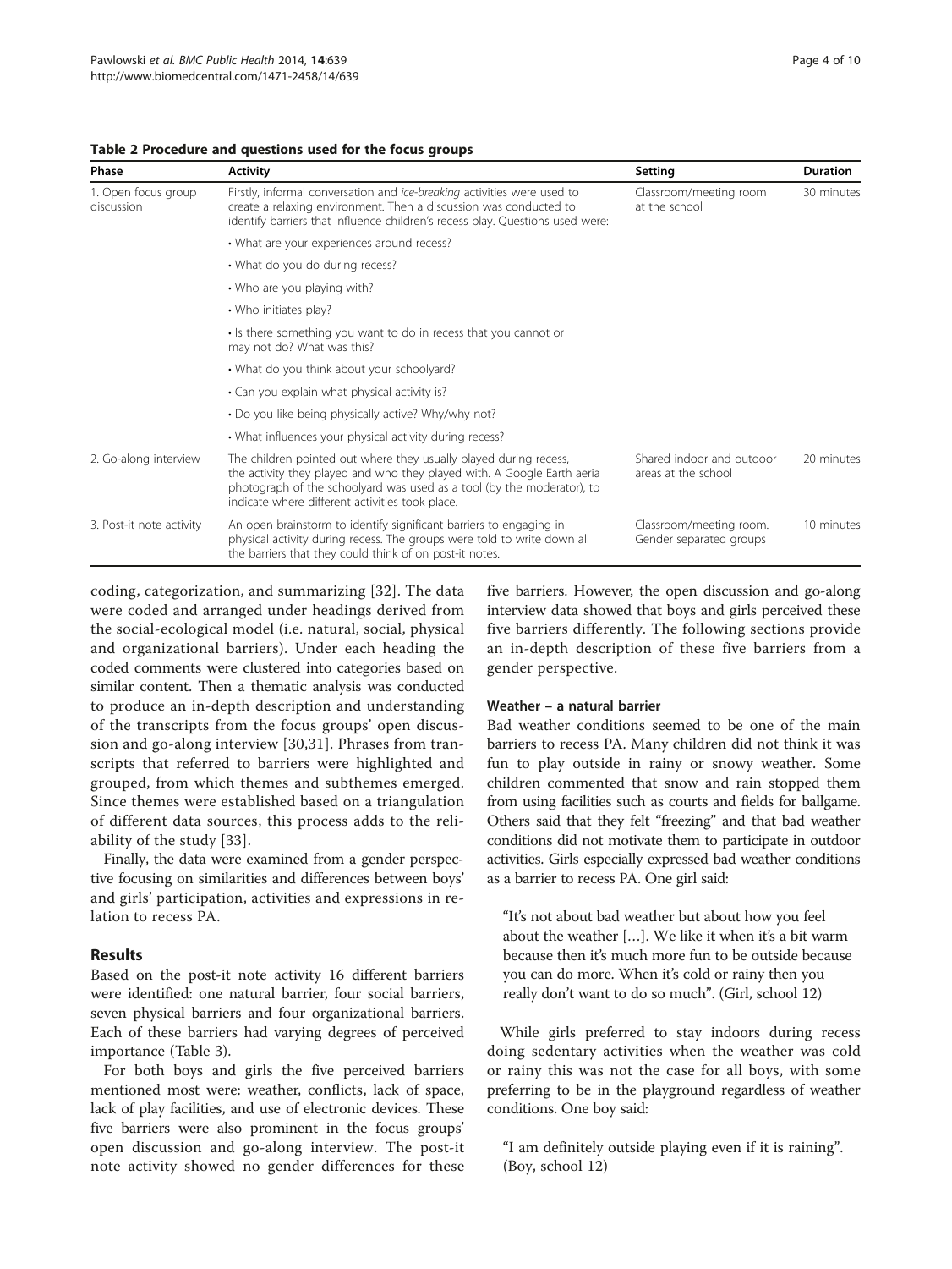**Table 2 Procedure and questions used for the focus groups**

| Phase | Activity | Setting | Duration |
|---|---|---|---|
| 1. Open focus group discussion | Firstly, informal conversation and *ice-breaking* activities were used to create a relaxing environment. Then a discussion was conducted to identify barriers that influence children's recess play. Questions used were: | Classroom/meeting room at the school | 30 minutes |
| | • What are your experiences around recess? | | |
| | • What do you do during recess? | | |
| | • Who are you playing with? | | |
| | • Who initiates play? | | |
| | • Is there something you want to do in recess that you cannot or may not do? What was this? | | |
| | • What do you think about your schoolyard? | | |
| | • Can you explain what physical activity is? | | |
| | • Do you like being physically active? Why/why not? | | |
| | • What influences your physical activity during recess? | | |
| 2. Go-along interview | The children pointed out where they usually played during recess, the activity they played and who they played with. A Google Earth aeria photograph of the schoolyard was used as a tool (by the moderator), to indicate where different activities took place. | Shared indoor and outdoor areas at the school | 20 minutes |
| 3. Post-it note activity | An open brainstorm to identify significant barriers to engaging in physical activity during recess. The groups were told to write down all the barriers that they could think of on post-it notes. | Classroom/meeting room. Gender separated groups | 10 minutes |

coding, categorization, and summarizing [32]. The data were coded and arranged under headings derived from the social-ecological model (i.e. natural, social, physical and organizational barriers). Under each heading the coded comments were clustered into categories based on similar content. Then a thematic analysis was conducted to produce an in-depth description and understanding of the transcripts from the focus groups' open discussion and go-along interview [30,31]. Phrases from transcripts that referred to barriers were highlighted and grouped, from which themes and subthemes emerged. Since themes were established based on a triangulation of different data sources, this process adds to the reliability of the study [33].

Finally, the data were examined from a gender perspective focusing on similarities and differences between boys' and girls' participation, activities and expressions in relation to recess PA.

## Results

Based on the post-it note activity 16 different barriers were identified: one natural barrier, four social barriers, seven physical barriers and four organizational barriers. Each of these barriers had varying degrees of perceived importance (Table 3).

For both boys and girls the five perceived barriers mentioned most were: weather, conflicts, lack of space, lack of play facilities, and use of electronic devices. These five barriers were also prominent in the focus groups' open discussion and go-along interview. The post-it note activity showed no gender differences for these five barriers. However, the open discussion and go-along interview data showed that boys and girls perceived these five barriers differently. The following sections provide an in-depth description of these five barriers from a gender perspective.

### Weather – a natural barrier

Bad weather conditions seemed to be one of the main barriers to recess PA. Many children did not think it was fun to play outside in rainy or snowy weather. Some children commented that snow and rain stopped them from using facilities such as courts and fields for ballgame. Others said that they felt "freezing" and that bad weather conditions did not motivate them to participate in outdoor activities. Girls especially expressed bad weather conditions as a barrier to recess PA. One girl said:

> "It's not about bad weather but about how you feel about the weather […]. We like it when it's a bit warm because then it's much more fun to be outside because you can do more. When it's cold or rainy then you really don't want to do so much". (Girl, school 12)

While girls preferred to stay indoors during recess doing sedentary activities when the weather was cold or rainy this was not the case for all boys, with some preferring to be in the playground regardless of weather conditions. One boy said:

> "I am definitely outside playing even if it is raining". (Boy, school 12)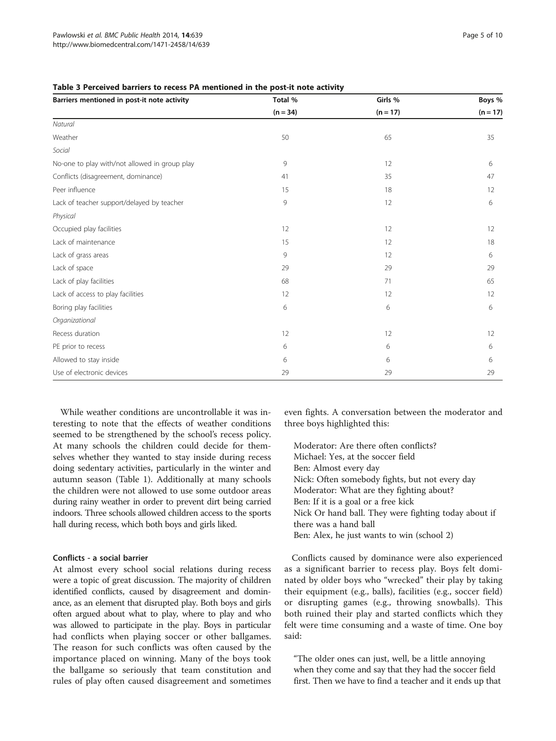**Table 3 Perceived barriers to recess PA mentioned in the post-it note activity**

| Barriers mentioned in post-it note activity | Total % | Girls % | Boys % |
|---|---|---|---|
| | (n = 34) | (n = 17) | (n = 17) |
| *Natural* | | | |
| Weather | 50 | 65 | 35 |
| *Social* | | | |
| No-one to play with/not allowed in group play | 9 | 12 | 6 |
| Conflicts (disagreement, dominance) | 41 | 35 | 47 |
| Peer influence | 15 | 18 | 12 |
| Lack of teacher support/delayed by teacher | 9 | 12 | 6 |
| *Physical* | | | |
| Occupied play facilities | 12 | 12 | 12 |
| Lack of maintenance | 15 | 12 | 18 |
| Lack of grass areas | 9 | 12 | 6 |
| Lack of space | 29 | 29 | 29 |
| Lack of play facilities | 68 | 71 | 65 |
| Lack of access to play facilities | 12 | 12 | 12 |
| Boring play facilities | 6 | 6 | 6 |
| *Organizational* | | | |
| Recess duration | 12 | 12 | 12 |
| PE prior to recess | 6 | 6 | 6 |
| Allowed to stay inside | 6 | 6 | 6 |
| Use of electronic devices | 29 | 29 | 29 |

While weather conditions are uncontrollable it was interesting to note that the effects of weather conditions seemed to be strengthened by the school's recess policy. At many schools the children could decide for themselves whether they wanted to stay inside during recess doing sedentary activities, particularly in the winter and autumn season (Table 1). Additionally at many schools the children were not allowed to use some outdoor areas during rainy weather in order to prevent dirt being carried indoors. Three schools allowed children access to the sports hall during recess, which both boys and girls liked.

### Conflicts - a social barrier

At almost every school social relations during recess were a topic of great discussion. The majority of children identified conflicts, caused by disagreement and dominance, as an element that disrupted play. Both boys and girls often argued about what to play, where to play and who was allowed to participate in the play. Boys in particular had conflicts when playing soccer or other ballgames. The reason for such conflicts was often caused by the importance placed on winning. Many of the boys took the ballgame so seriously that team constitution and rules of play often caused disagreement and sometimes even fights. A conversation between the moderator and three boys highlighted this:

> Moderator: Are there often conflicts?
> Michael: Yes, at the soccer field
> Ben: Almost every day
> Nick: Often somebody fights, but not every day
> Moderator: What are they fighting about?
> Ben: If it is a goal or a free kick
> Nick Or hand ball. They were fighting today about if there was a hand ball
> Ben: Alex, he just wants to win (school 2)

Conflicts caused by dominance were also experienced as a significant barrier to recess play. Boys felt dominated by older boys who "wrecked" their play by taking their equipment (e.g., balls), facilities (e.g., soccer field) or disrupting games (e.g., throwing snowballs). This both ruined their play and started conflicts which they felt were time consuming and a waste of time. One boy said:

> "The older ones can just, well, be a little annoying when they come and say that they had the soccer field first. Then we have to find a teacher and it ends up that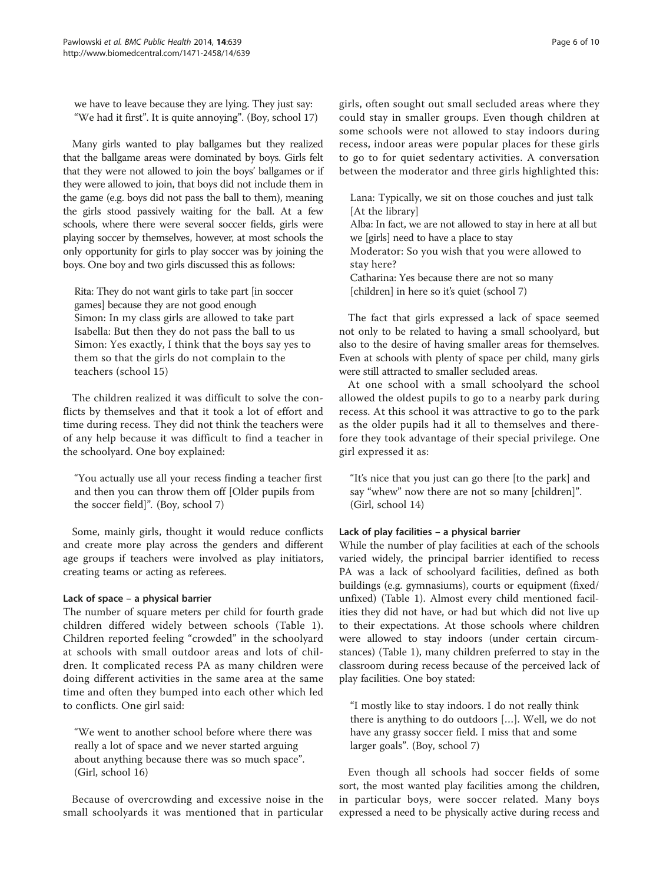we have to leave because they are lying. They just say: "We had it first". It is quite annoying". (Boy, school 17)

Many girls wanted to play ballgames but they realized that the ballgame areas were dominated by boys. Girls felt that they were not allowed to join the boys' ballgames or if they were allowed to join, that boys did not include them in the game (e.g. boys did not pass the ball to them), meaning the girls stood passively waiting for the ball. At a few schools, where there were several soccer fields, girls were playing soccer by themselves, however, at most schools the only opportunity for girls to play soccer was by joining the boys. One boy and two girls discussed this as follows:

> Rita: They do not want girls to take part [in soccer games] because they are not good enough
> Simon: In my class girls are allowed to take part
> Isabella: But then they do not pass the ball to us
> Simon: Yes exactly, I think that the boys say yes to them so that the girls do not complain to the teachers (school 15)

The children realized it was difficult to solve the conflicts by themselves and that it took a lot of effort and time during recess. They did not think the teachers were of any help because it was difficult to find a teacher in the schoolyard. One boy explained:

> "You actually use all your recess finding a teacher first and then you can throw them off [Older pupils from the soccer field]". (Boy, school 7)

Some, mainly girls, thought it would reduce conflicts and create more play across the genders and different age groups if teachers were involved as play initiators, creating teams or acting as referees.

### Lack of space – a physical barrier

The number of square meters per child for fourth grade children differed widely between schools (Table 1). Children reported feeling "crowded" in the schoolyard at schools with small outdoor areas and lots of children. It complicated recess PA as many children were doing different activities in the same area at the same time and often they bumped into each other which led to conflicts. One girl said:

> "We went to another school before where there was really a lot of space and we never started arguing about anything because there was so much space". (Girl, school 16)

Because of overcrowding and excessive noise in the small schoolyards it was mentioned that in particular girls, often sought out small secluded areas where they could stay in smaller groups. Even though children at some schools were not allowed to stay indoors during recess, indoor areas were popular places for these girls to go to for quiet sedentary activities. A conversation between the moderator and three girls highlighted this:

> Lana: Typically, we sit on those couches and just talk [At the library]
> Alba: In fact, we are not allowed to stay in here at all but we [girls] need to have a place to stay
> Moderator: So you wish that you were allowed to stay here?
> Catharina: Yes because there are not so many [children] in here so it's quiet (school 7)

The fact that girls expressed a lack of space seemed not only to be related to having a small schoolyard, but also to the desire of having smaller areas for themselves. Even at schools with plenty of space per child, many girls were still attracted to smaller secluded areas.

At one school with a small schoolyard the school allowed the oldest pupils to go to a nearby park during recess. At this school it was attractive to go to the park as the older pupils had it all to themselves and therefore they took advantage of their special privilege. One girl expressed it as:

> "It's nice that you just can go there [to the park] and say "whew" now there are not so many [children]". (Girl, school 14)

### Lack of play facilities – a physical barrier

While the number of play facilities at each of the schools varied widely, the principal barrier identified to recess PA was a lack of schoolyard facilities, defined as both buildings (e.g. gymnasiums), courts or equipment (fixed/unfixed) (Table 1). Almost every child mentioned facilities they did not have, or had but which did not live up to their expectations. At those schools where children were allowed to stay indoors (under certain circumstances) (Table 1), many children preferred to stay in the classroom during recess because of the perceived lack of play facilities. One boy stated:

> "I mostly like to stay indoors. I do not really think there is anything to do outdoors [...]. Well, we do not have any grassy soccer field. I miss that and some larger goals". (Boy, school 7)

Even though all schools had soccer fields of some sort, the most wanted play facilities among the children, in particular boys, were soccer related. Many boys expressed a need to be physically active during recess and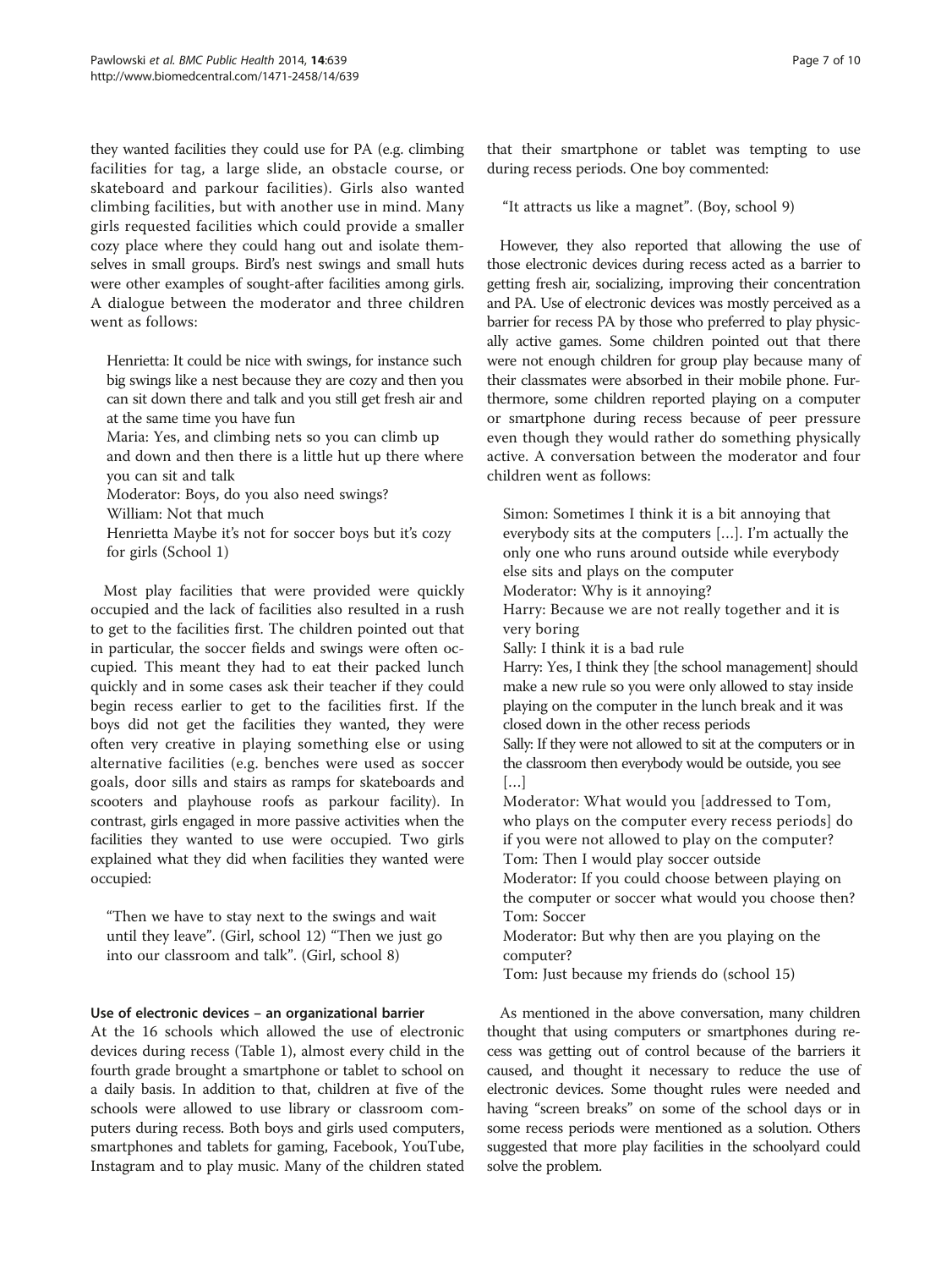they wanted facilities they could use for PA (e.g. climbing facilities for tag, a large slide, an obstacle course, or skateboard and parkour facilities). Girls also wanted climbing facilities, but with another use in mind. Many girls requested facilities which could provide a smaller cozy place where they could hang out and isolate themselves in small groups. Bird's nest swings and small huts were other examples of sought-after facilities among girls. A dialogue between the moderator and three children went as follows:

> Henrietta: It could be nice with swings, for instance such big swings like a nest because they are cozy and then you can sit down there and talk and you still get fresh air and at the same time you have fun
> Maria: Yes, and climbing nets so you can climb up and down and then there is a little hut up there where you can sit and talk
> Moderator: Boys, do you also need swings?
> William: Not that much
> Henrietta Maybe it's not for soccer boys but it's cozy for girls (School 1)

Most play facilities that were provided were quickly occupied and the lack of facilities also resulted in a rush to get to the facilities first. The children pointed out that in particular, the soccer fields and swings were often occupied. This meant they had to eat their packed lunch quickly and in some cases ask their teacher if they could begin recess earlier to get to the facilities first. If the boys did not get the facilities they wanted, they were often very creative in playing something else or using alternative facilities (e.g. benches were used as soccer goals, door sills and stairs as ramps for skateboards and scooters and playhouse roofs as parkour facility). In contrast, girls engaged in more passive activities when the facilities they wanted to use were occupied. Two girls explained what they did when facilities they wanted were occupied:

> "Then we have to stay next to the swings and wait until they leave". (Girl, school 12) "Then we just go into our classroom and talk". (Girl, school 8)

#### Use of electronic devices – an organizational barrier

At the 16 schools which allowed the use of electronic devices during recess (Table 1), almost every child in the fourth grade brought a smartphone or tablet to school on a daily basis. In addition to that, children at five of the schools were allowed to use library or classroom computers during recess. Both boys and girls used computers, smartphones and tablets for gaming, Facebook, YouTube, Instagram and to play music. Many of the children stated that their smartphone or tablet was tempting to use during recess periods. One boy commented:

> "It attracts us like a magnet". (Boy, school 9)

However, they also reported that allowing the use of those electronic devices during recess acted as a barrier to getting fresh air, socializing, improving their concentration and PA. Use of electronic devices was mostly perceived as a barrier for recess PA by those who preferred to play physically active games. Some children pointed out that there were not enough children for group play because many of their classmates were absorbed in their mobile phone. Furthermore, some children reported playing on a computer or smartphone during recess because of peer pressure even though they would rather do something physically active. A conversation between the moderator and four children went as follows:

> Simon: Sometimes I think it is a bit annoying that everybody sits at the computers […]. I'm actually the only one who runs around outside while everybody else sits and plays on the computer
> Moderator: Why is it annoying?
> Harry: Because we are not really together and it is very boring
> Sally: I think it is a bad rule
> Harry: Yes, I think they [the school management] should make a new rule so you were only allowed to stay inside playing on the computer in the lunch break and it was closed down in the other recess periods
> Sally: If they were not allowed to sit at the computers or in the classroom then everybody would be outside, you see […]
> Moderator: What would you [addressed to Tom, who plays on the computer every recess periods] do if you were not allowed to play on the computer?
> Tom: Then I would play soccer outside
> Moderator: If you could choose between playing on the computer or soccer what would you choose then?
> Tom: Soccer
> Moderator: But why then are you playing on the computer?
> Tom: Just because my friends do (school 15)

As mentioned in the above conversation, many children thought that using computers or smartphones during recess was getting out of control because of the barriers it caused, and thought it necessary to reduce the use of electronic devices. Some thought rules were needed and having "screen breaks" on some of the school days or in some recess periods were mentioned as a solution. Others suggested that more play facilities in the schoolyard could solve the problem.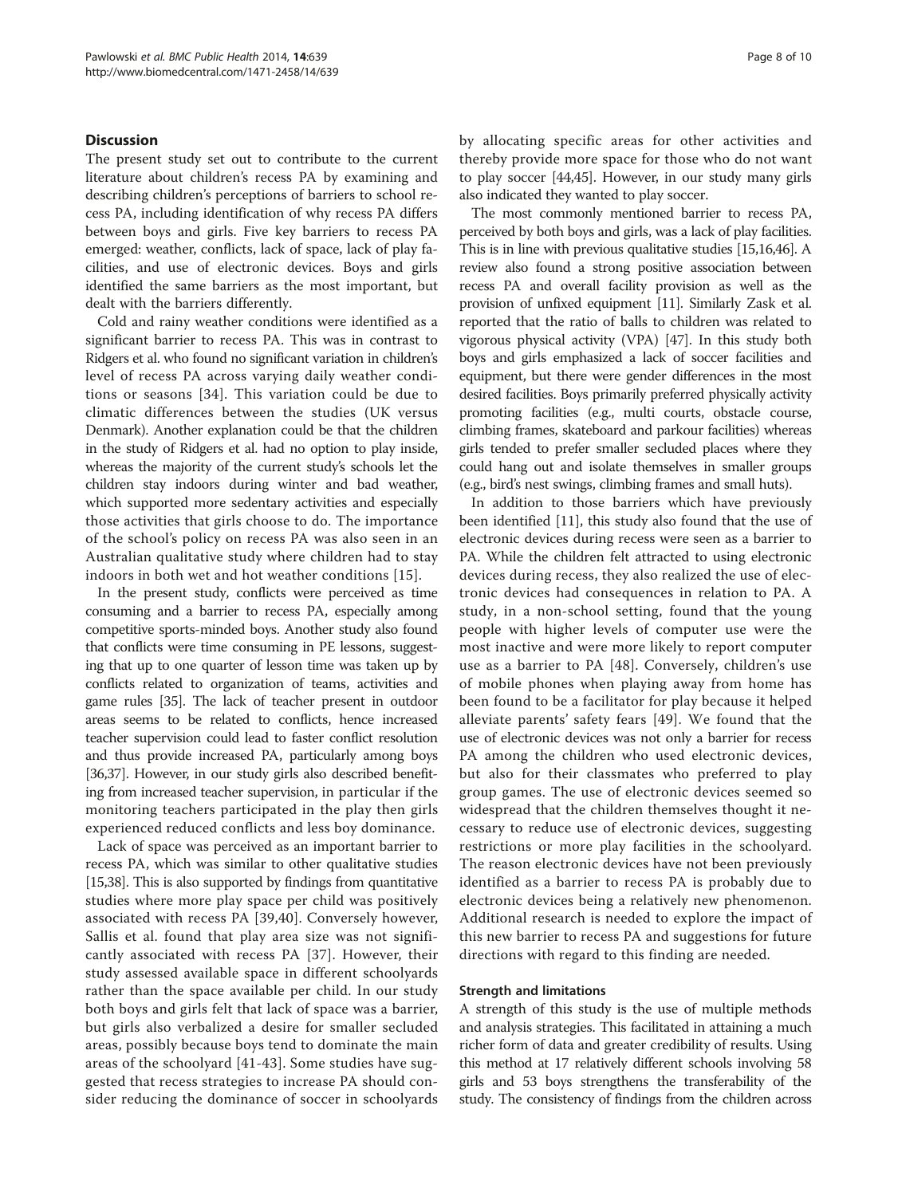## Discussion

The present study set out to contribute to the current literature about children's recess PA by examining and describing children's perceptions of barriers to school recess PA, including identification of why recess PA differs between boys and girls. Five key barriers to recess PA emerged: weather, conflicts, lack of space, lack of play facilities, and use of electronic devices. Boys and girls identified the same barriers as the most important, but dealt with the barriers differently.

Cold and rainy weather conditions were identified as a significant barrier to recess PA. This was in contrast to Ridgers et al. who found no significant variation in children's level of recess PA across varying daily weather conditions or seasons [34]. This variation could be due to climatic differences between the studies (UK versus Denmark). Another explanation could be that the children in the study of Ridgers et al. had no option to play inside, whereas the majority of the current study's schools let the children stay indoors during winter and bad weather, which supported more sedentary activities and especially those activities that girls choose to do. The importance of the school's policy on recess PA was also seen in an Australian qualitative study where children had to stay indoors in both wet and hot weather conditions [15].

In the present study, conflicts were perceived as time consuming and a barrier to recess PA, especially among competitive sports-minded boys. Another study also found that conflicts were time consuming in PE lessons, suggesting that up to one quarter of lesson time was taken up by conflicts related to organization of teams, activities and game rules [35]. The lack of teacher present in outdoor areas seems to be related to conflicts, hence increased teacher supervision could lead to faster conflict resolution and thus provide increased PA, particularly among boys [36,37]. However, in our study girls also described benefiting from increased teacher supervision, in particular if the monitoring teachers participated in the play then girls experienced reduced conflicts and less boy dominance.

Lack of space was perceived as an important barrier to recess PA, which was similar to other qualitative studies [15,38]. This is also supported by findings from quantitative studies where more play space per child was positively associated with recess PA [39,40]. Conversely however, Sallis et al. found that play area size was not significantly associated with recess PA [37]. However, their study assessed available space in different schoolyards rather than the space available per child. In our study both boys and girls felt that lack of space was a barrier, but girls also verbalized a desire for smaller secluded areas, possibly because boys tend to dominate the main areas of the schoolyard [41-43]. Some studies have suggested that recess strategies to increase PA should consider reducing the dominance of soccer in schoolyards by allocating specific areas for other activities and thereby provide more space for those who do not want to play soccer [44,45]. However, in our study many girls also indicated they wanted to play soccer.

The most commonly mentioned barrier to recess PA, perceived by both boys and girls, was a lack of play facilities. This is in line with previous qualitative studies [15,16,46]. A review also found a strong positive association between recess PA and overall facility provision as well as the provision of unfixed equipment [11]. Similarly Zask et al. reported that the ratio of balls to children was related to vigorous physical activity (VPA) [47]. In this study both boys and girls emphasized a lack of soccer facilities and equipment, but there were gender differences in the most desired facilities. Boys primarily preferred physically activity promoting facilities (e.g., multi courts, obstacle course, climbing frames, skateboard and parkour facilities) whereas girls tended to prefer smaller secluded places where they could hang out and isolate themselves in smaller groups (e.g., bird's nest swings, climbing frames and small huts).

In addition to those barriers which have previously been identified [11], this study also found that the use of electronic devices during recess were seen as a barrier to PA. While the children felt attracted to using electronic devices during recess, they also realized the use of electronic devices had consequences in relation to PA. A study, in a non-school setting, found that the young people with higher levels of computer use were the most inactive and were more likely to report computer use as a barrier to PA [48]. Conversely, children's use of mobile phones when playing away from home has been found to be a facilitator for play because it helped alleviate parents' safety fears [49]. We found that the use of electronic devices was not only a barrier for recess PA among the children who used electronic devices, but also for their classmates who preferred to play group games. The use of electronic devices seemed so widespread that the children themselves thought it necessary to reduce use of electronic devices, suggesting restrictions or more play facilities in the schoolyard. The reason electronic devices have not been previously identified as a barrier to recess PA is probably due to electronic devices being a relatively new phenomenon. Additional research is needed to explore the impact of this new barrier to recess PA and suggestions for future directions with regard to this finding are needed.

### Strength and limitations

A strength of this study is the use of multiple methods and analysis strategies. This facilitated in attaining a much richer form of data and greater credibility of results. Using this method at 17 relatively different schools involving 58 girls and 53 boys strengthens the transferability of the study. The consistency of findings from the children across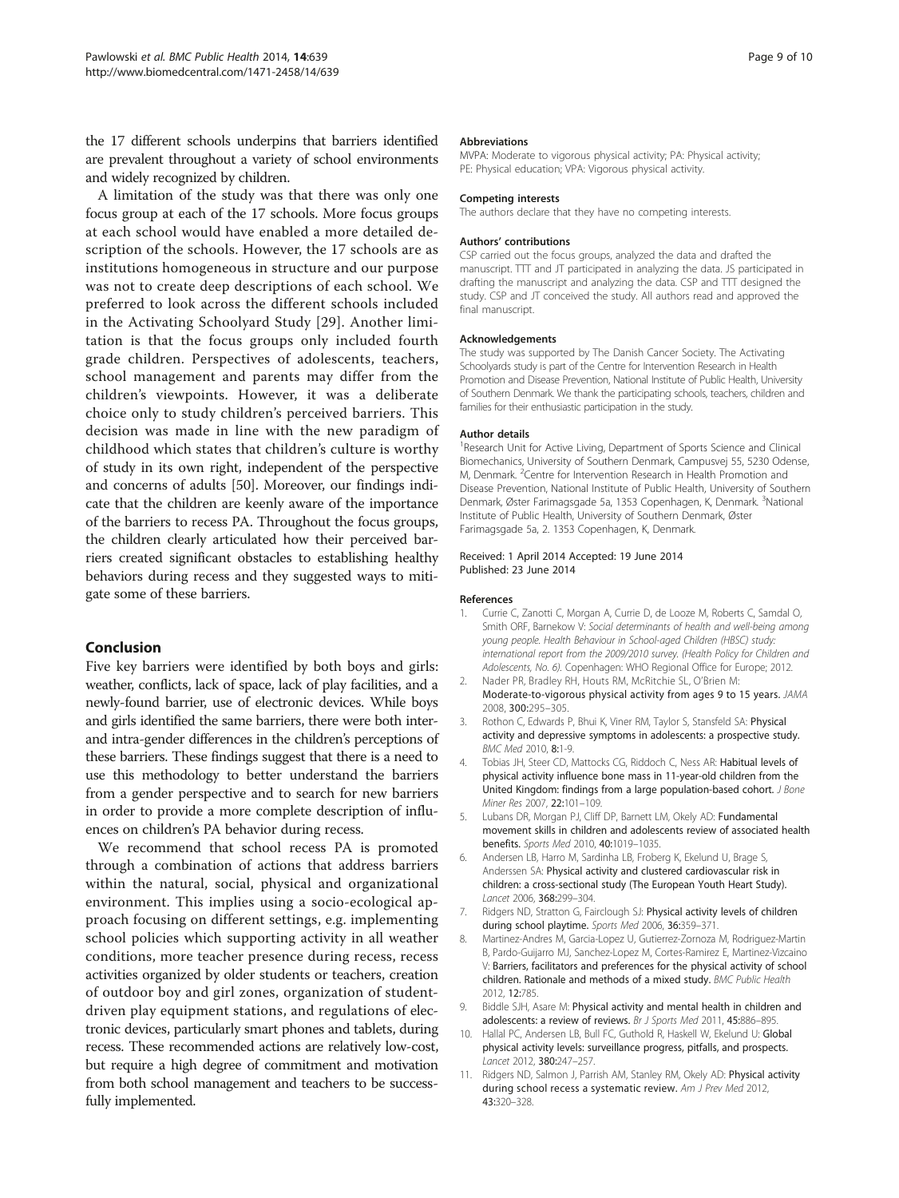the 17 different schools underpins that barriers identified are prevalent throughout a variety of school environments and widely recognized by children.

A limitation of the study was that there was only one focus group at each of the 17 schools. More focus groups at each school would have enabled a more detailed description of the schools. However, the 17 schools are as institutions homogeneous in structure and our purpose was not to create deep descriptions of each school. We preferred to look across the different schools included in the Activating Schoolyard Study [29]. Another limitation is that the focus groups only included fourth grade children. Perspectives of adolescents, teachers, school management and parents may differ from the children's viewpoints. However, it was a deliberate choice only to study children's perceived barriers. This decision was made in line with the new paradigm of childhood which states that children's culture is worthy of study in its own right, independent of the perspective and concerns of adults [50]. Moreover, our findings indicate that the children are keenly aware of the importance of the barriers to recess PA. Throughout the focus groups, the children clearly articulated how their perceived barriers created significant obstacles to establishing healthy behaviors during recess and they suggested ways to mitigate some of these barriers.

## Conclusion

Five key barriers were identified by both boys and girls: weather, conflicts, lack of space, lack of play facilities, and a newly-found barrier, use of electronic devices. While boys and girls identified the same barriers, there were both inter- and intra-gender differences in the children's perceptions of these barriers. These findings suggest that there is a need to use this methodology to better understand the barriers from a gender perspective and to search for new barriers in order to provide a more complete description of influences on children's PA behavior during recess.

We recommend that school recess PA is promoted through a combination of actions that address barriers within the natural, social, physical and organizational environment. This implies using a socio-ecological approach focusing on different settings, e.g. implementing school policies which supporting activity in all weather conditions, more teacher presence during recess, recess activities organized by older students or teachers, creation of outdoor boy and girl zones, organization of student-driven play equipment stations, and regulations of electronic devices, particularly smart phones and tablets, during recess. These recommended actions are relatively low-cost, but require a high degree of commitment and motivation from both school management and teachers to be successfully implemented.

#### Abbreviations

MVPA: Moderate to vigorous physical activity; PA: Physical activity; PE: Physical education; VPA: Vigorous physical activity.

#### Competing interests

The authors declare that they have no competing interests.

#### Authors' contributions

CSP carried out the focus groups, analyzed the data and drafted the manuscript. TTT and JT participated in analyzing the data. JS participated in drafting the manuscript and analyzing the data. CSP and TTT designed the study. CSP and JT conceived the study. All authors read and approved the final manuscript.

#### Acknowledgements

The study was supported by The Danish Cancer Society. The Activating Schoolyards study is part of the Centre for Intervention Research in Health Promotion and Disease Prevention, National Institute of Public Health, University of Southern Denmark. We thank the participating schools, teachers, children and families for their enthusiastic participation in the study.

#### Author details

[1]Research Unit for Active Living, Department of Sports Science and Clinical Biomechanics, University of Southern Denmark, Campusvej 55, 5230 Odense, M, Denmark. [2]Centre for Intervention Research in Health Promotion and Disease Prevention, National Institute of Public Health, University of Southern Denmark, Øster Farimagsgade 5a, 1353 Copenhagen, K, Denmark. [3]National Institute of Public Health, University of Southern Denmark, Øster Farimagsgade 5a, 2. 1353 Copenhagen, K, Denmark.

Received: 1 April 2014 Accepted: 19 June 2014
Published: 23 June 2014

#### References

1. Currie C, Zanotti C, Morgan A, Currie D, de Looze M, Roberts C, Samdal O, Smith ORF, Barnekow V: *Social determinants of health and well-being among young people. Health Behaviour in School-aged Children (HBSC) study: international report from the 2009/2010 survey. (Health Policy for Children and Adolescents, No. 6)*. Copenhagen: WHO Regional Office for Europe; 2012.
2. Nader PR, Bradley RH, Houts RM, McRitchie SL, O'Brien M: **Moderate-to-vigorous physical activity from ages 9 to 15 years.** *JAMA* 2008, **300:**295–305.
3. Rothon C, Edwards P, Bhui K, Viner RM, Taylor S, Stansfeld SA: **Physical activity and depressive symptoms in adolescents: a prospective study.** *BMC Med* 2010, **8:**1-9.
4. Tobias JH, Steer CD, Mattocks CG, Riddoch C, Ness AR: **Habitual levels of physical activity influence bone mass in 11-year-old children from the United Kingdom: findings from a large population-based cohort.** *J Bone Miner Res* 2007, **22:**101–109.
5. Lubans DR, Morgan PJ, Cliff DP, Barnett LM, Okely AD: **Fundamental movement skills in children and adolescents review of associated health benefits.** *Sports Med* 2010, **40:**1019–1035.
6. Andersen LB, Harro M, Sardinha LB, Froberg K, Ekelund U, Brage S, Anderssen SA: **Physical activity and clustered cardiovascular risk in children: a cross-sectional study (The European Youth Heart Study).** *Lancet* 2006, **368:**299–304.
7. Ridgers ND, Stratton G, Fairclough SJ: **Physical activity levels of children during school playtime.** *Sports Med* 2006, **36:**359–371.
8. Martinez-Andres M, Garcia-Lopez U, Gutierrez-Zornoza M, Rodriguez-Martin B, Pardo-Guijarro MJ, Sanchez-Lopez M, Cortes-Ramirez E, Martinez-Vizcaino V: **Barriers, facilitators and preferences for the physical activity of school children. Rationale and methods of a mixed study.** *BMC Public Health* 2012, **12:**785.
9. Biddle SJH, Asare M: **Physical activity and mental health in children and adolescents: a review of reviews.** *Br J Sports Med* 2011, **45:**886–895.
10. Hallal PC, Andersen LB, Bull FC, Guthold R, Haskell W, Ekelund U: **Global physical activity levels: surveillance progress, pitfalls, and prospects.** *Lancet* 2012, **380:**247–257.
11. Ridgers ND, Salmon J, Parrish AM, Stanley RM, Okely AD: **Physical activity during school recess a systematic review.** *Am J Prev Med* 2012, **43:**320–328.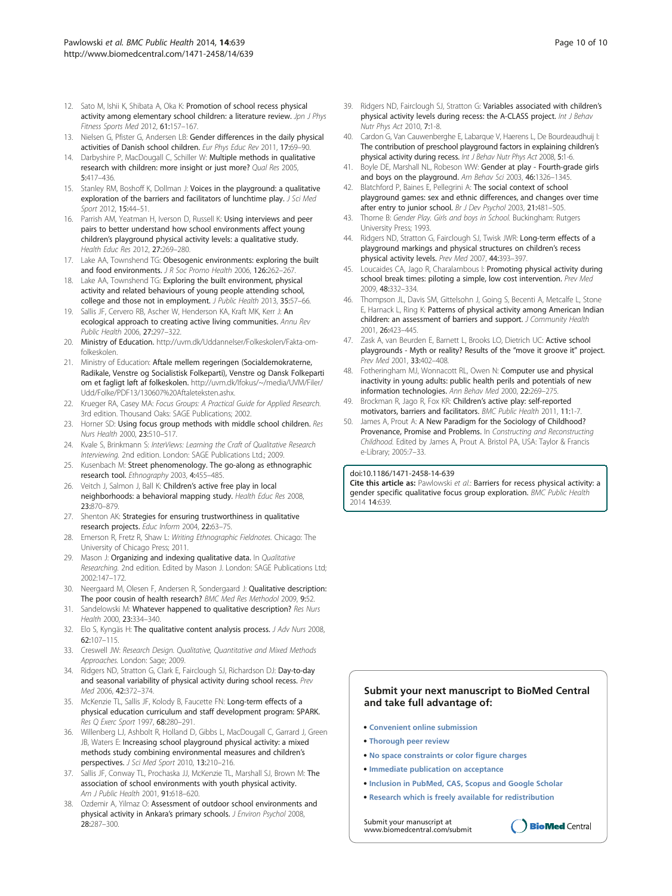12. Sato M, Ishii K, Shibata A, Oka K: **Promotion of school recess physical activity among elementary school children: a literature review.** *Jpn J Phys Fitness Sports Med* 2012, **61:**157–167.
13. Nielsen G, Pfister G, Andersen LB: **Gender differences in the daily physical activities of Danish school children.** *Eur Phys Educ Rev* 2011, **17:**69–90.
14. Darbyshire P, MacDougall C, Schiller W: **Multiple methods in qualitative research with children: more insight or just more?** *Qual Res* 2005, **5:**417–436.
15. Stanley RM, Boshoff K, Dollman J: **Voices in the playground: a qualitative exploration of the barriers and facilitators of lunchtime play.** *J Sci Med Sport* 2012, **15:**44–51.
16. Parrish AM, Yeatman H, Iverson D, Russell K: **Using interviews and peer pairs to better understand how school environments affect young children's playground physical activity levels: a qualitative study.** *Health Educ Res* 2012, **27:**269–280.
17. Lake AA, Townshend TG: **Obesogenic environments: exploring the built and food environments.** *J R Soc Promo Health* 2006, **126:**262–267.
18. Lake AA, Townshend TG: **Exploring the built environment, physical activity and related behaviours of young people attending school, college and those not in employment.** *J Public Health* 2013, **35:**57–66.
19. Sallis JF, Cervero RB, Ascher W, Henderson KA, Kraft MK, Kerr J: **An ecological approach to creating active living communities.** *Annu Rev Public Health* 2006, **27:**297–322.
20. **Ministry of Education.** http://uvm.dk/Uddannelser/Folkeskolen/Fakta-om-folkeskolen.
21. Ministry of Education: **Aftale mellem regeringen (Socialdemokraterne, Radikale, Venstre og Socialistisk Folkeparti), Venstre og Dansk Folkeparti om et fagligt løft af folkeskolen.** http://uvm.dk/lfokus/~/media/UVM/Filer/Udd/Folke/PDF13/130607%20Aftaleteksten.ashx.
22. Krueger RA, Casey MA: *Focus Groups: A Practical Guide for Applied Research.* 3rd edition. Thousand Oaks: SAGE Publications; 2002.
23. Horner SD: **Using focus group methods with middle school children.** *Res Nurs Health* 2000, **23:**510–517.
24. Kvale S, Brinkmann S: *InterViews: Learning the Craft of Qualitative Research Interviewing.* 2nd edition. London: SAGE Publications Ltd.; 2009.
25. Kusenbach M: **Street phenomenology. The go-along as ethnographic research tool.** *Ethnography* 2003, **4:**455–485.
26. Veitch J, Salmon J, Ball K: **Children's active free play in local neighborhoods: a behavioral mapping study.** *Health Educ Res* 2008, **23:**870–879.
27. Shenton AK: **Strategies for ensuring trustworthiness in qualitative research projects.** *Educ Inform* 2004, **22:**63–75.
28. Emerson R, Fretz R, Shaw L: *Writing Ethnographic Fieldnotes.* Chicago: The University of Chicago Press; 2011.
29. Mason J: **Organizing and indexing qualitative data.** In *Qualitative Researching.* 2nd edition. Edited by Mason J. London: SAGE Publications Ltd; 2002:147–172.
30. Neergaard M, Olesen F, Andersen R, Sondergaard J: **Qualitative description: The poor cousin of health research?** *BMC Med Res Methodol* 2009, **9:**52.
31. Sandelowski M: **Whatever happened to qualitative description?** *Res Nurs Health* 2000, **23:**334–340.
32. Elo S, Kyngäs H: **The qualitative content analysis process.** *J Adv Nurs* 2008, **62:**107–115.
33. Creswell JW: *Research Design. Qualitative, Quantitative and Mixed Methods Approaches.* London: Sage; 2009.
34. Ridgers ND, Stratton G, Clark E, Fairclough SJ, Richardson DJ: **Day-to-day and seasonal variability of physical activity during school recess.** *Prev Med* 2006, **42:**372–374.
35. McKenzie TL, Sallis JF, Kolody B, Faucette FN: **Long-term effects of a physical education curriculum and staff development program: SPARK.** *Res Q Exerc Sport* 1997, **68:**280–291.
36. Willenberg LJ, Ashbolt R, Holland D, Gibbs L, MacDougall C, Garrard J, Green JB, Waters E: **Increasing school playground physical activity: a mixed methods study combining environmental measures and children's perspectives.** *J Sci Med Sport* 2010, **13:**210–216.
37. Sallis JF, Conway TL, Prochaska JJ, McKenzie TL, Marshall SJ, Brown M: **The association of school environments with youth physical activity.** *Am J Public Health* 2001, **91:**618–620.
38. Ozdemir A, Yilmaz O: **Assessment of outdoor school environments and physical activity in Ankara's primary schools.** *J Environ Psychol* 2008, **28:**287–300.
39. Ridgers ND, Fairclough SJ, Stratton G: **Variables associated with children's physical activity levels during recess: the A-CLASS project.** *Int J Behav Nutr Phys Act* 2010, **7:**1-8.
40. Cardon G, Van Cauwenberghe E, Labarque V, Haerens L, De Bourdeaudhuij I: **The contribution of preschool playground factors in explaining children's physical activity during recess.** *Int J Behav Nutr Phys Act* 2008, **5:**1-6.
41. Boyle DE, Marshall NL, Robeson WW: **Gender at play - Fourth-grade girls and boys on the playground.** *Am Behav Sci* 2003, **46:**1326–1345.
42. Blatchford P, Baines E, Pellegrini A: **The social context of school playground games: sex and ethnic differences, and changes over time after entry to junior school.** *Br J Dev Psychol* 2003, **21:**481–505.
43. Thorne B: *Gender Play. Girls and boys in School.* Buckingham: Rutgers University Press; 1993.
44. Ridgers ND, Stratton G, Fairclough SJ, Twisk JWR: **Long-term effects of a playground markings and physical structures on children's recess physical activity levels.** *Prev Med* 2007, **44:**393–397.
45. Loucaides CA, Jago R, Charalambous I: **Promoting physical activity during school break times: piloting a simple, low cost intervention.** *Prev Med* 2009, **48:**332–334.
46. Thompson JL, Davis SM, Gittelsohn J, Going S, Becenti A, Metcalfe L, Stone E, Harnack L, Ring K: **Patterns of physical activity among American Indian children: an assessment of barriers and support.** *J Community Health* 2001, **26:**423–445.
47. Zask A, van Beurden E, Barnett L, Brooks LO, Dietrich UC: **Active school playgrounds - Myth or reality? Results of the "move it groove it" project.** *Prev Med* 2001, **33:**402–408.
48. Fotheringham MJ, Wonnacott RL, Owen N: **Computer use and physical inactivity in young adults: public health perils and potentials of new information technologies.** *Ann Behav Med* 2000, **22:**269–275.
49. Brockman R, Jago R, Fox KR: **Children's active play: self-reported motivators, barriers and facilitators.** *BMC Public Health* 2011, **11:**1-7.
50. James A, Prout A: **A New Paradigm for the Sociology of Childhood? Provenance, Promise and Problems.** In *Constructing and Reconstructing Childhood.* Edited by James A, Prout A. Bristol PA, USA: Taylor & Francis e-Library; 2005:7–33.

doi:10.1186/1471-2458-14-639

**Cite this article as:** Pawlowski *et al.*: Barriers for recess physical activity: a gender specific qualitative focus group exploration. *BMC Public Health* 2014 **14**:639.

**Submit your next manuscript to BioMed Central and take full advantage of:**

- **Convenient online submission**
- **Thorough peer review**
- **No space constraints or color figure charges**
- **Immediate publication on acceptance**
- **Inclusion in PubMed, CAS, Scopus and Google Scholar**
- **Research which is freely available for redistribution**

Submit your manuscript at www.biomedcentral.com/submit

BioMed Central